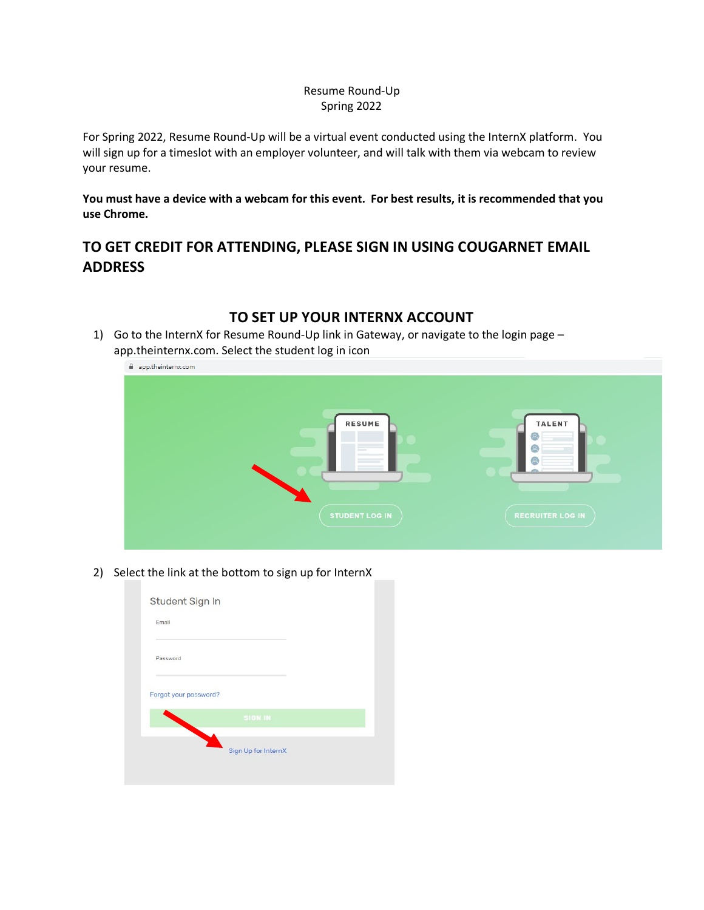Resume Round-Up
Spring 2022

For Spring 2022, Resume Round-Up will be a virtual event conducted using the InternX platform. You will sign up for a timeslot with an employer volunteer, and will talk with them via webcam to review your resume.

**You must have a device with a webcam for this event. For best results, it is recommended that you use Chrome.**

## TO GET CREDIT FOR ATTENDING, PLEASE SIGN IN USING COUGARNET EMAIL ADDRESS

## TO SET UP YOUR INTERNX ACCOUNT

1) Go to the InternX for Resume Round-Up link in Gateway, or navigate to the login page – app.theinternx.com. Select the student log in icon

2) Select the link at the bottom to sign up for InternX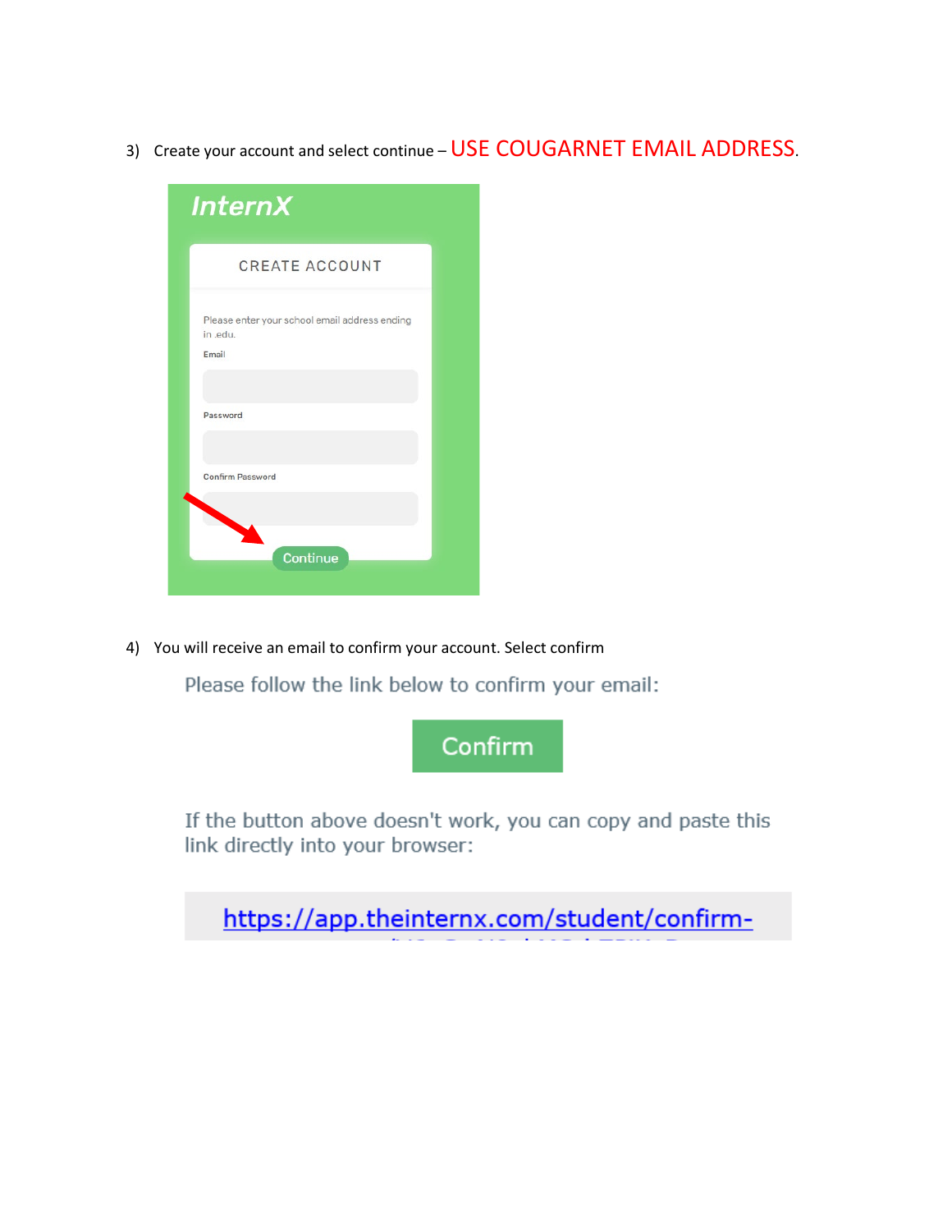3) Create your account and select continue – USE COUGARNET EMAIL ADDRESS.

InternX

CREATE ACCOUNT

Please enter your school email address ending in .edu.

Email

Password

Confirm Password

Continue

4) You will receive an email to confirm your account. Select confirm

Please follow the link below to confirm your email:

Confirm

If the button above doesn't work, you can copy and paste this link directly into your browser:

https://app.theinternx.com/student/confirm-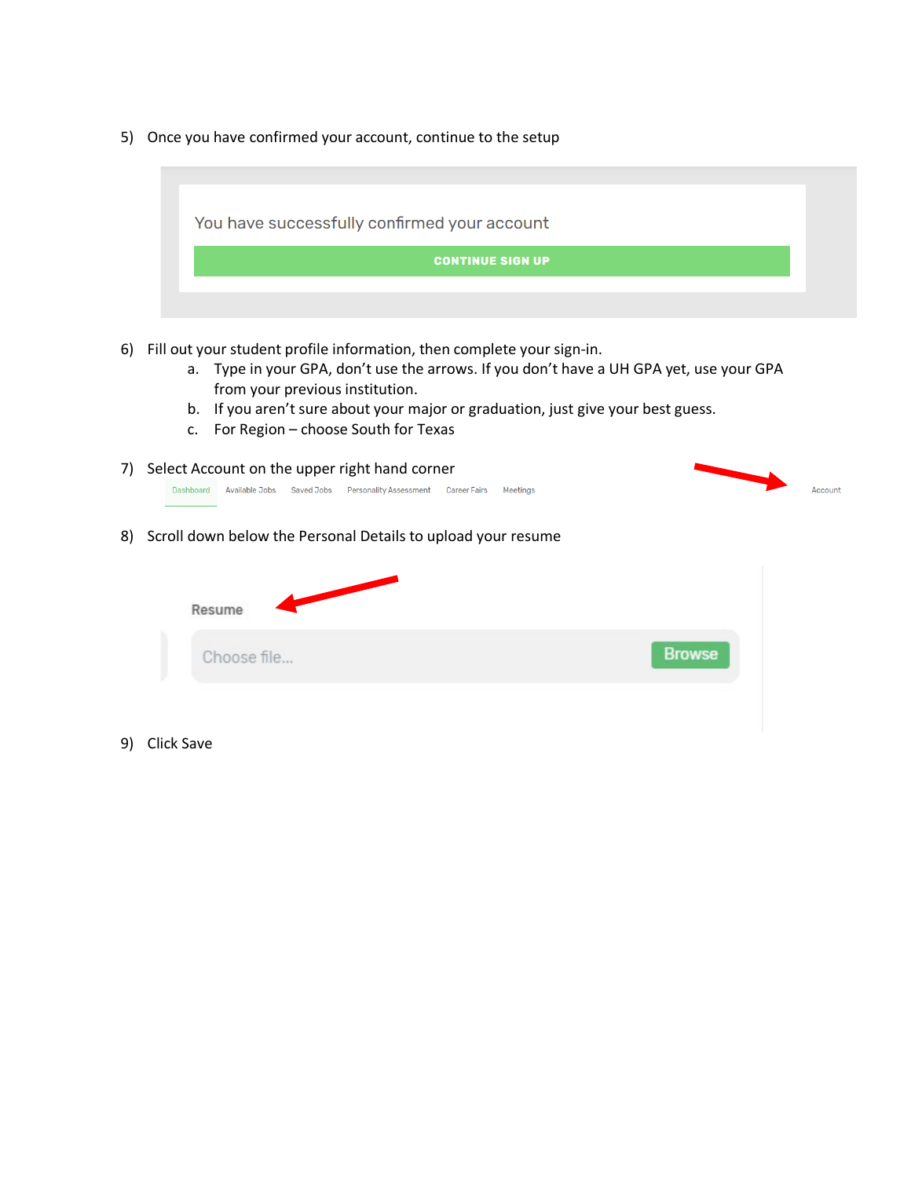5) Once you have confirmed your account, continue to the setup

You have successfully confirmed your account

CONTINUE SIGN UP

6) Fill out your student profile information, then complete your sign-in.
   a. Type in your GPA, don't use the arrows. If you don't have a UH GPA yet, use your GPA from your previous institution.
   b. If you aren't sure about your major or graduation, just give your best guess.
   c. For Region – choose South for Texas

7) Select Account on the upper right hand corner

Dashboard   Available Jobs   Saved Jobs   Personality Assessment   Career Fairs   Meetings   Account

8) Scroll down below the Personal Details to upload your resume

Resume

Choose file...   Browse

9) Click Save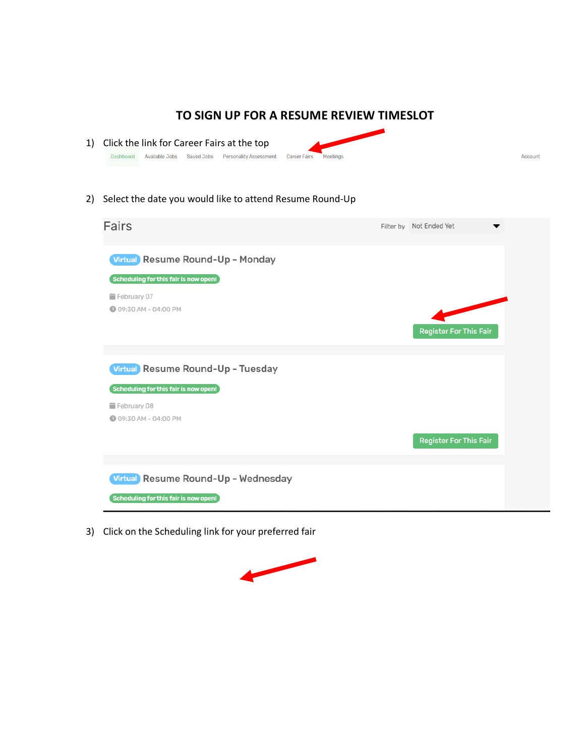# TO SIGN UP FOR A RESUME REVIEW TIMESLOT

1) Click the link for Career Fairs at the top

Dashboard Available Jobs Saved Jobs Personality Assessment Career Fairs Meetings Account

2) Select the date you would like to attend Resume Round-Up

Fairs Filter by Not Ended Yet

Virtual Resume Round-Up - Monday

Scheduling for this fair is now open!

February 07

09:30 AM - 04:00 PM

Register For This Fair

Virtual Resume Round-Up - Tuesday

Scheduling for this fair is now open!

February 08

09:30 AM - 04:00 PM

Register For This Fair

Virtual Resume Round-Up - Wednesday

Scheduling for this fair is now open!

3) Click on the Scheduling link for your preferred fair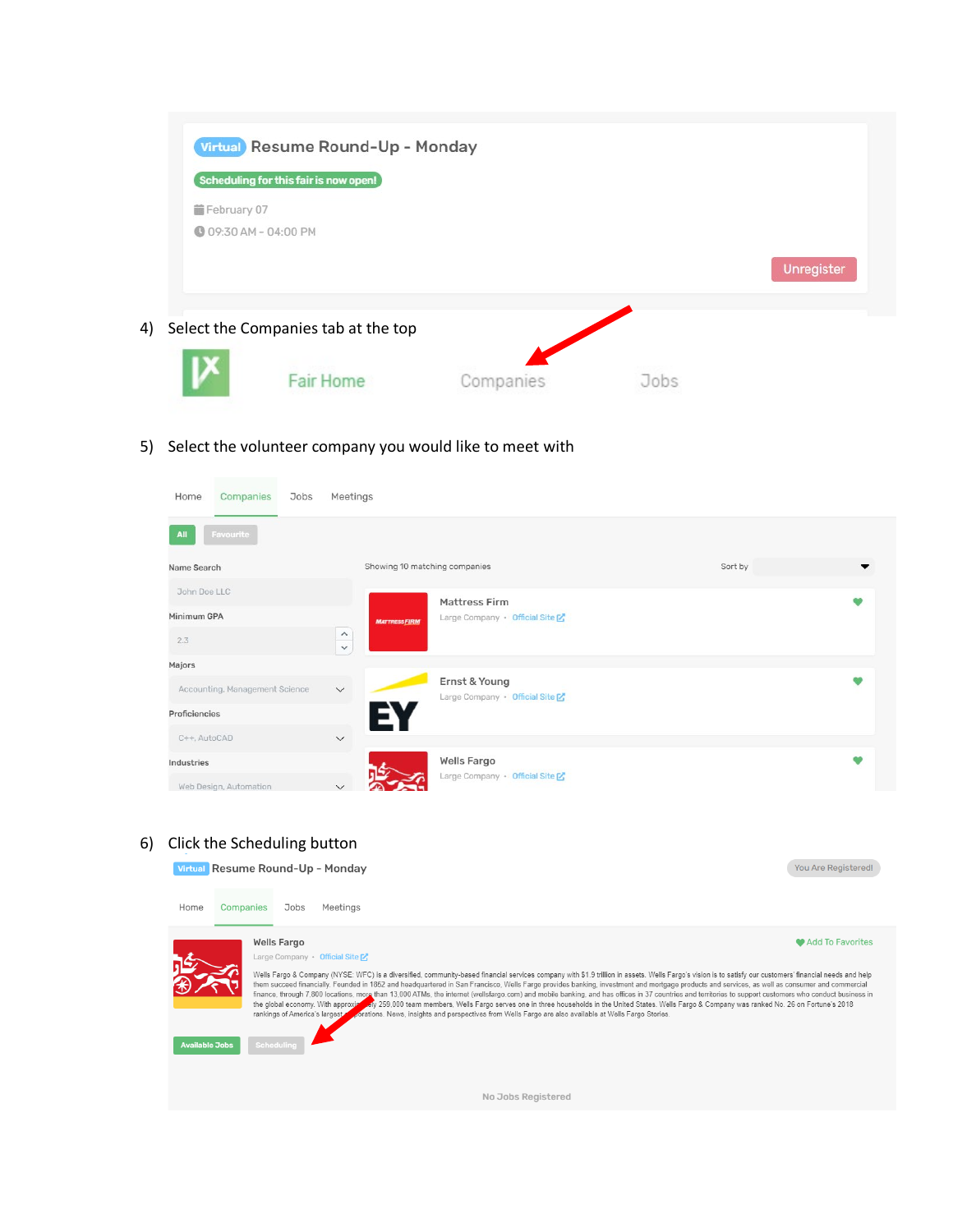Virtual Resume Round-Up - Monday

Scheduling for this fair is now open!

February 07

09:30 AM - 04:00 PM

Unregister

4) Select the Companies tab at the top

Fair Home Companies Jobs

5) Select the volunteer company you would like to meet with

Home Companies Jobs Meetings

All Favourite

Name Search

John Doe LLC

Minimum GPA

2.3

Majors

Accounting, Management Science

Proficiencies

C++, AutoCAD

Industries

Web Design, Automation

Showing 10 matching companies

Sort by

Mattress Firm
Large Company • Official Site

Ernst & Young
Large Company • Official Site

Wells Fargo
Large Company • Official Site

6) Click the Scheduling button

Virtual Resume Round-Up - Monday

You Are Registered!

Home Companies Jobs Meetings

Wells Fargo

Large Company • Official Site

Add To Favorites

Wells Fargo & Company (NYSE: WFC) is a diversified, community-based financial services company with $1.9 trillion in assets. Wells Fargo's vision is to satisfy our customers' financial needs and help them succeed financially. Founded in 1852 and headquartered in San Francisco, Wells Fargo provides banking, investment and mortgage products and services, as well as consumer and commercial finance, through 7,800 locations, more than 13,000 ATMs, the internet (wellsfargo.com) and mobile banking, and has offices in 37 countries and territories to support customers who conduct business in the global economy. With approximately 259,000 team members, Wells Fargo serves one in three households in the United States. Wells Fargo & Company was ranked No. 26 on Fortune's 2018 rankings of America's largest corporations. News, insights and perspectives from Wells Fargo are also available at Wells Fargo Stories.

Available Jobs Scheduling

No Jobs Registered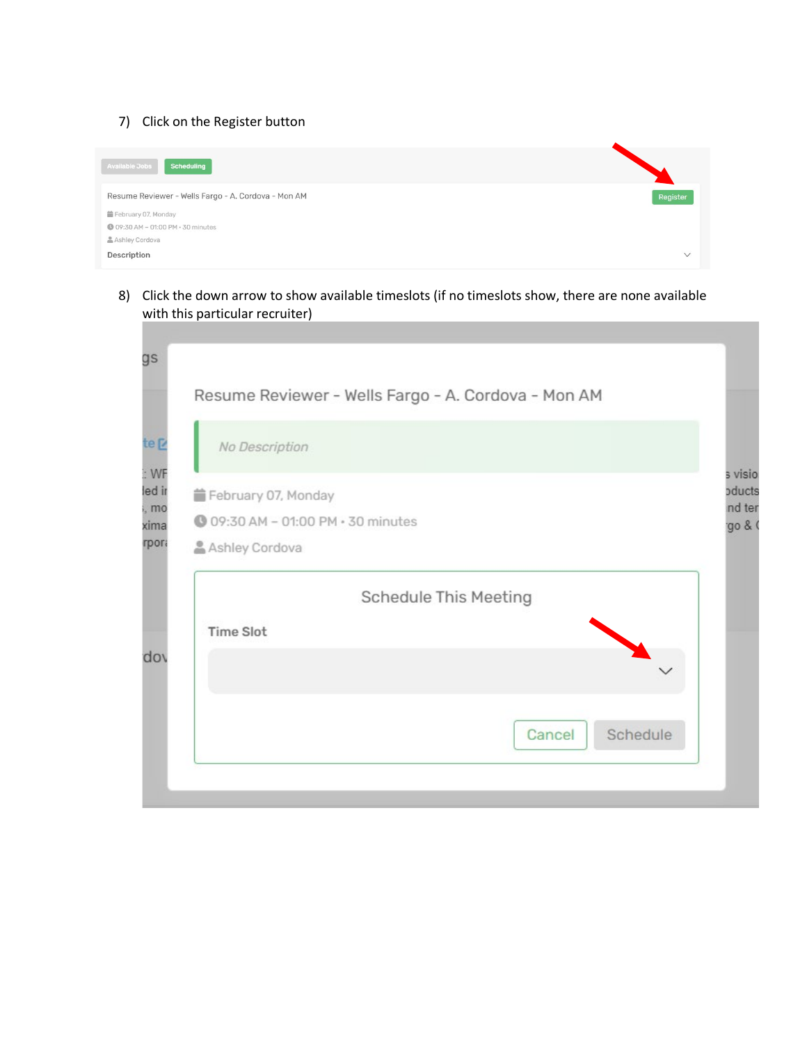7) Click on the Register button

Available Jobs | Scheduling

Resume Reviewer - Wells Fargo - A. Cordova - Mon AM

Register

February 07, Monday

09:30 AM – 01:00 PM • 30 minutes

Ashley Cordova

Description

8) Click the down arrow to show available timeslots (if no timeslots show, there are none available with this particular recruiter)

Resume Reviewer - Wells Fargo - A. Cordova - Mon AM

*No Description*

February 07, Monday

09:30 AM – 01:00 PM • 30 minutes

Ashley Cordova

Schedule This Meeting

Time Slot

Cancel | Schedule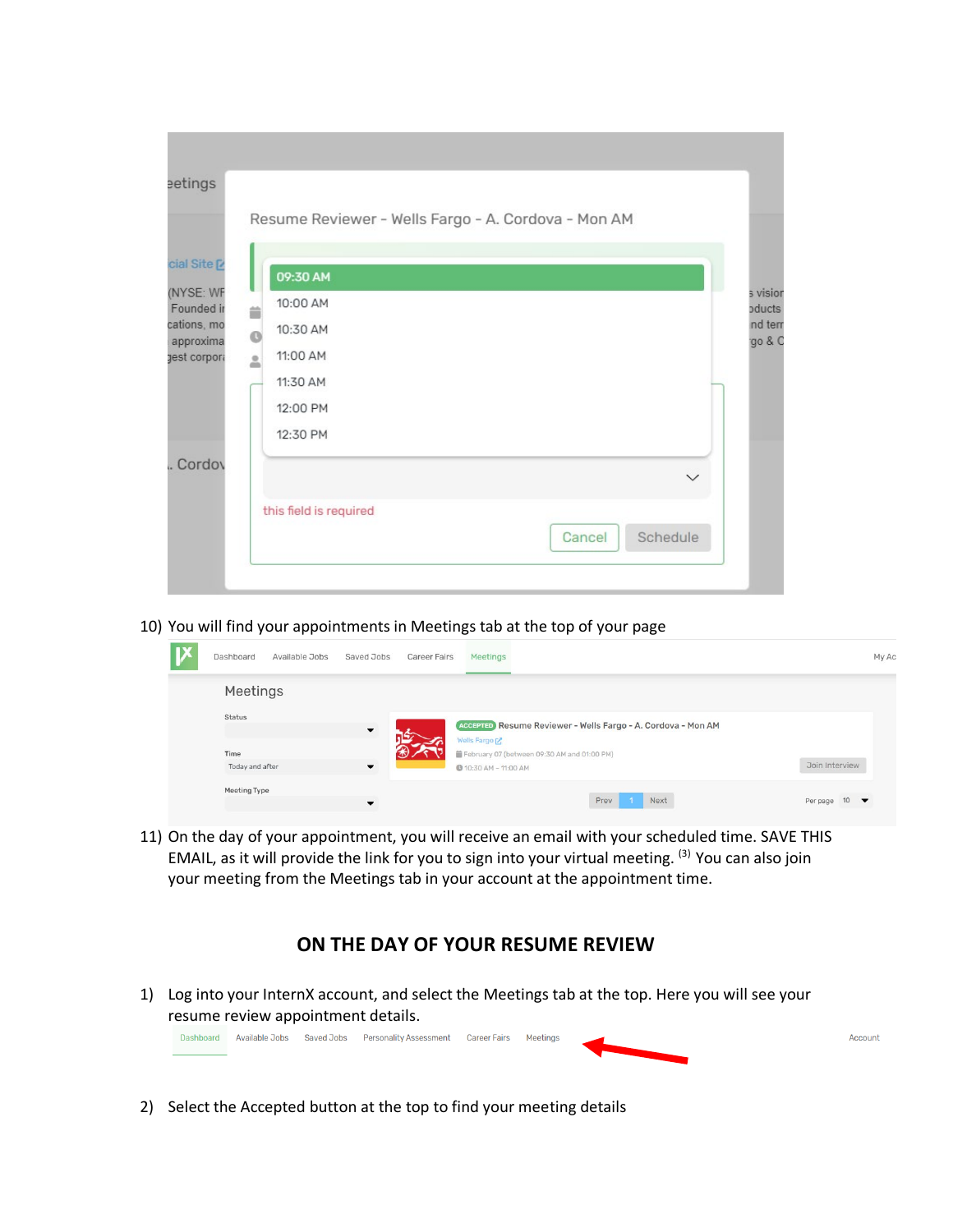10) You will find your appointments in Meetings tab at the top of your page

11) On the day of your appointment, you will receive an email with your scheduled time. SAVE THIS EMAIL, as it will provide the link for you to sign into your virtual meeting. [3] You can also join your meeting from the Meetings tab in your account at the appointment time.

## ON THE DAY OF YOUR RESUME REVIEW

1) Log into your InternX account, and select the Meetings tab at the top. Here you will see your resume review appointment details.

2) Select the Accepted button at the top to find your meeting details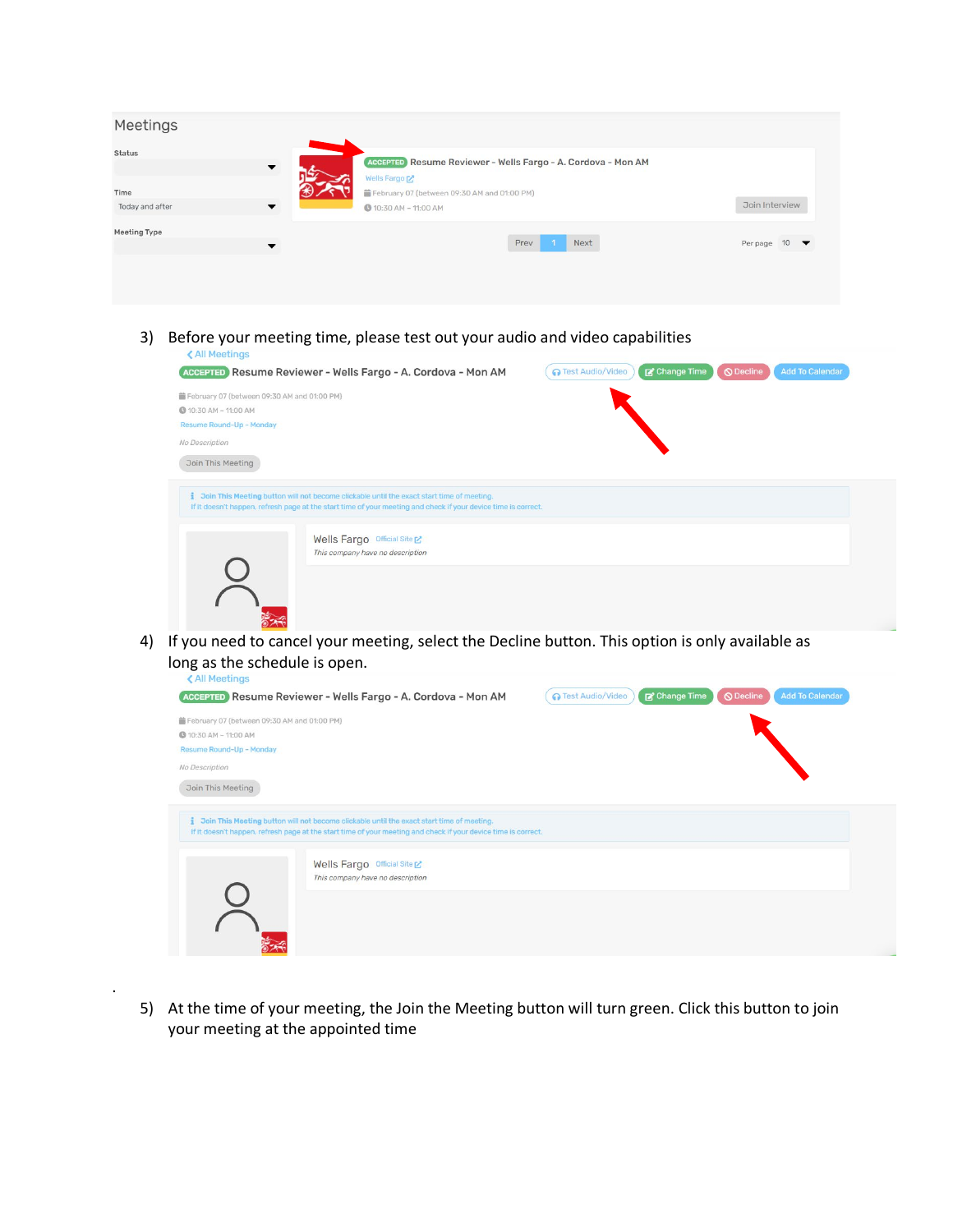Meetings

Status

Time

Today and after

Meeting Type

ACCEPTED Resume Reviewer - Wells Fargo - A. Cordova - Mon AM

Wells Fargo

February 07 (between 09:30 AM and 01:00 PM)

10:30 AM – 11:00 AM

Join Interview

Prev 1 Next

Per page 10

3) Before your meeting time, please test out your audio and video capabilities

All Meetings

ACCEPTED Resume Reviewer - Wells Fargo - A. Cordova - Mon AM

Test Audio/Video | Change Time | Decline | Add To Calendar

February 07 (between 09:30 AM and 01:00 PM)

10:30 AM – 11:00 AM

Resume Round-Up – Monday

*No Description*

Join This Meeting

Join This Meeting button will not become clickable until the exact start time of meeting.
If it doesn't happen, refresh page at the start time of your meeting and check if your device time is correct.

Wells Fargo Official Site

*This company have no description*

4) If you need to cancel your meeting, select the Decline button. This option is only available as long as the schedule is open.

All Meetings

ACCEPTED Resume Reviewer - Wells Fargo - A. Cordova - Mon AM

Test Audio/Video | Change Time | Decline | Add To Calendar

February 07 (between 09:30 AM and 01:00 PM)

10:30 AM – 11:00 AM

Resume Round-Up – Monday

*No Description*

Join This Meeting

Join This Meeting button will not become clickable until the exact start time of meeting.
If it doesn't happen, refresh page at the start time of your meeting and check if your device time is correct.

Wells Fargo Official Site

*This company have no description*

5) At the time of your meeting, the Join the Meeting button will turn green. Click this button to join your meeting at the appointed time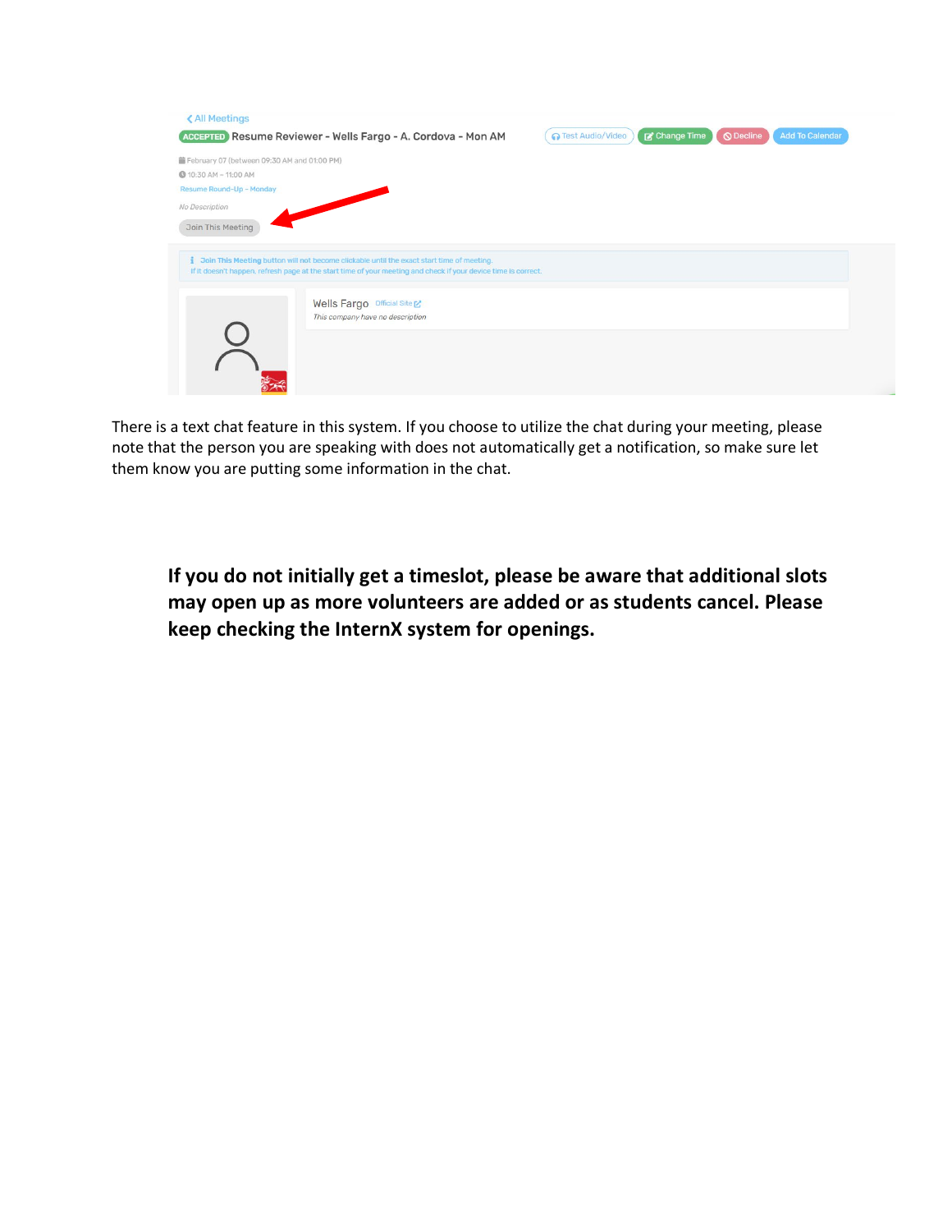There is a text chat feature in this system. If you choose to utilize the chat during your meeting, please note that the person you are speaking with does not automatically get a notification, so make sure let them know you are putting some information in the chat.

**If you do not initially get a timeslot, please be aware that additional slots may open up as more volunteers are added or as students cancel. Please keep checking the InternX system for openings.**